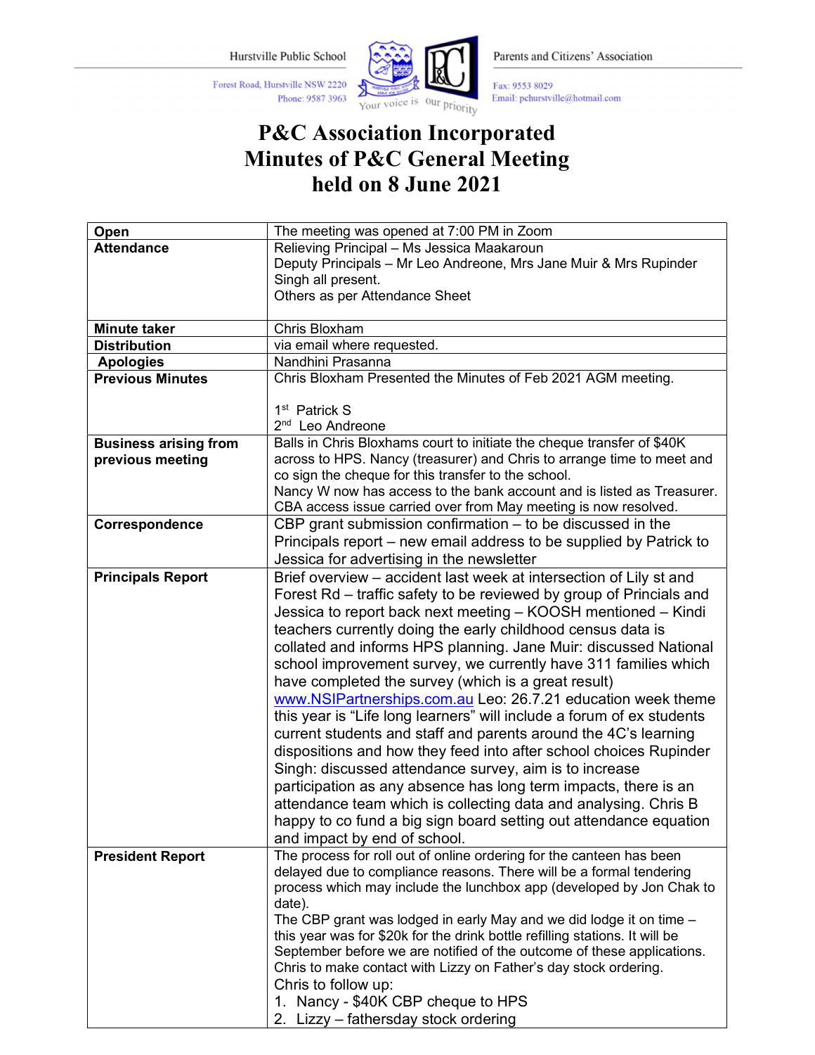Hurstville Public School
Forest Road, Hurstville NSW 2220
Phone: 9587 3963

Your voice is our priority

Parents and Citizens' Association
Fax: 9553 8029
Email: pchurstville@hotmail.com

# P&C Association Incorporated
# Minutes of P&C General Meeting
# held on 8 June 2021

| | |
|---|---|
| **Open** | The meeting was opened at 7:00 PM in Zoom |
| **Attendance** | Relieving Principal – Ms Jessica Maakaroun<br>Deputy Principals – Mr Leo Andreone, Mrs Jane Muir & Mrs Rupinder Singh all present.<br>Others as per Attendance Sheet |
| **Minute taker** | Chris Bloxham |
| **Distribution** | via email where requested. |
| **Apologies** | Nandhini Prasanna |
| **Previous Minutes** | Chris Bloxham Presented the Minutes of Feb 2021 AGM meeting.<br><br>1st Patrick S<br>2nd Leo Andreone |
| **Business arising from previous meeting** | Balls in Chris Bloxhams court to initiate the cheque transfer of $40K across to HPS. Nancy (treasurer) and Chris to arrange time to meet and co sign the cheque for this transfer to the school.<br>Nancy W now has access to the bank account and is listed as Treasurer.<br>CBA access issue carried over from May meeting is now resolved. |
| **Correspondence** | CBP grant submission confirmation – to be discussed in the Principals report – new email address to be supplied by Patrick to Jessica for advertising in the newsletter |
| **Principals Report** | Brief overview – accident last week at intersection of Lily st and Forest Rd – traffic safety to be reviewed by group of Principals and Jessica to report back next meeting – KOOSH mentioned – Kindi teachers currently doing the early childhood census data is collated and informs HPS planning. Jane Muir: discussed National school improvement survey, we currently have 311 families which have completed the survey (which is a great result) www.NSIPartnerships.com.au Leo: 26.7.21 education week theme this year is "Life long learners" will include a forum of ex students current students and staff and parents around the 4C's learning dispositions and how they feed into after school choices Rupinder Singh: discussed attendance survey, aim is to increase participation as any absence has long term impacts, there is an attendance team which is collecting data and analysing. Chris B happy to co fund a big sign board setting out attendance equation and impact by end of school. |
| **President Report** | The process for roll out of online ordering for the canteen has been delayed due to compliance reasons. There will be a formal tendering process which may include the lunchbox app (developed by Jon Chak to date).<br>The CBP grant was lodged in early May and we did lodge it on time – this year was for $20k for the drink bottle refilling stations. It will be September before we are notified of the outcome of these applications.<br>Chris to make contact with Lizzy on Father's day stock ordering.<br>Chris to follow up:<br>1. Nancy - $40K CBP cheque to HPS<br>2. Lizzy – fathersday stock ordering |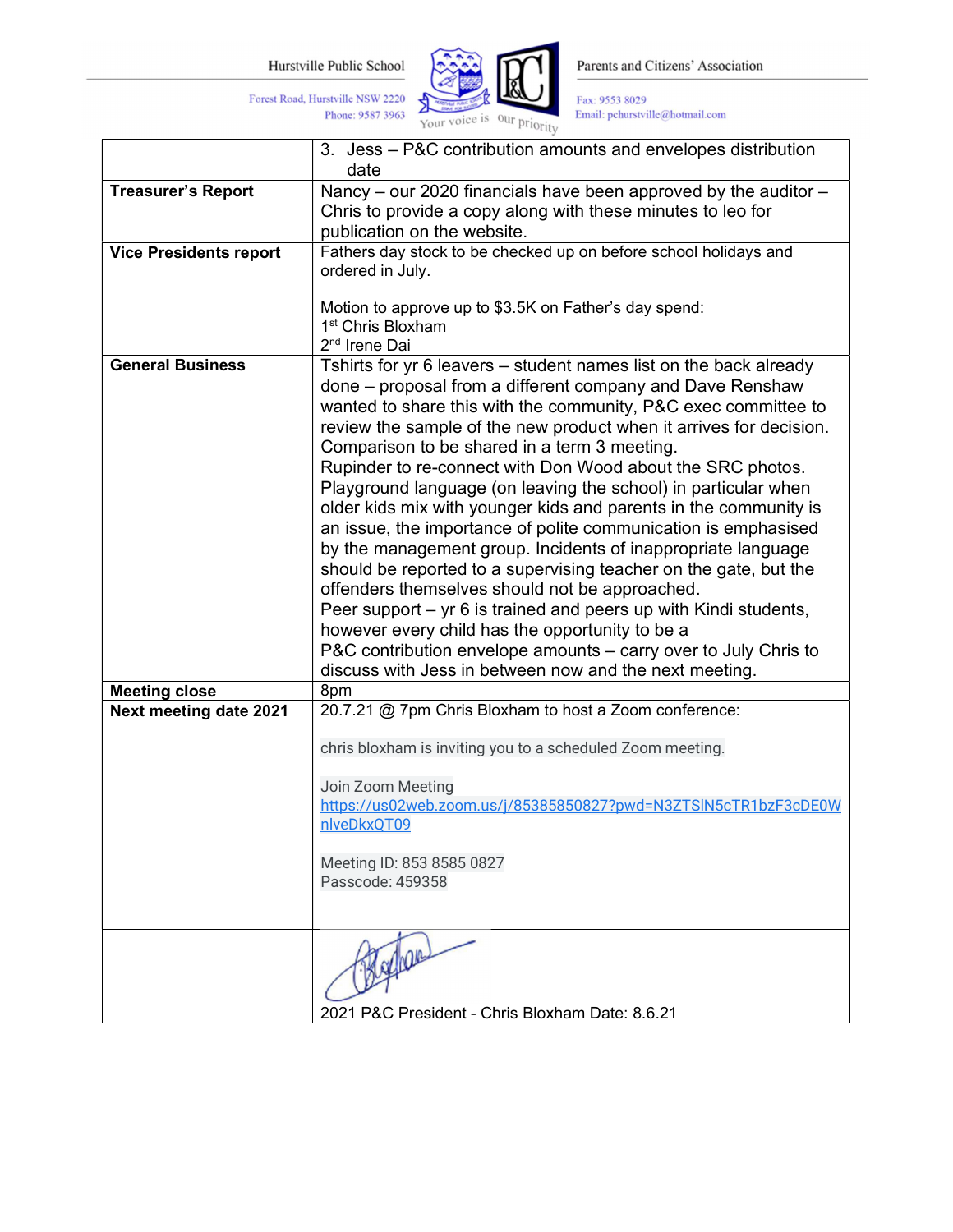| | |
|---|---|
| | 3. Jess – P&C contribution amounts and envelopes distribution date |
| **Treasurer's Report** | Nancy – our 2020 financials have been approved by the auditor – Chris to provide a copy along with these minutes to leo for publication on the website. |
| **Vice Presidents report** | Fathers day stock to be checked up on before school holidays and ordered in July.<br><br>Motion to approve up to $3.5K on Father's day spend:<br>1st Chris Bloxham<br>2nd Irene Dai |
| **General Business** | Tshirts for yr 6 leavers – student names list on the back already done – proposal from a different company and Dave Renshaw wanted to share this with the community, P&C exec committee to review the sample of the new product when it arrives for decision. Comparison to be shared in a term 3 meeting.<br>Rupinder to re-connect with Don Wood about the SRC photos.<br>Playground language (on leaving the school) in particular when older kids mix with younger kids and parents in the community is an issue, the importance of polite communication is emphasised by the management group. Incidents of inappropriate language should be reported to a supervising teacher on the gate, but the offenders themselves should not be approached.<br>Peer support – yr 6 is trained and peers up with Kindi students, however every child has the opportunity to be a<br>P&C contribution envelope amounts – carry over to July Chris to discuss with Jess in between now and the next meeting. |
| **Meeting close** | 8pm |
| **Next meeting date 2021** | 20.7.21 @ 7pm Chris Bloxham to host a Zoom conference:<br><br>chris bloxham is inviting you to a scheduled Zoom meeting.<br><br>Join Zoom Meeting<br>https://us02web.zoom.us/j/85385850827?pwd=N3ZTSlN5cTR1bzF3cDE0WnlveDkxQT09<br><br>Meeting ID: 853 8585 0827<br>Passcode: 459358 |
| | 2021 P&C President - Chris Bloxham Date: 8.6.21 |